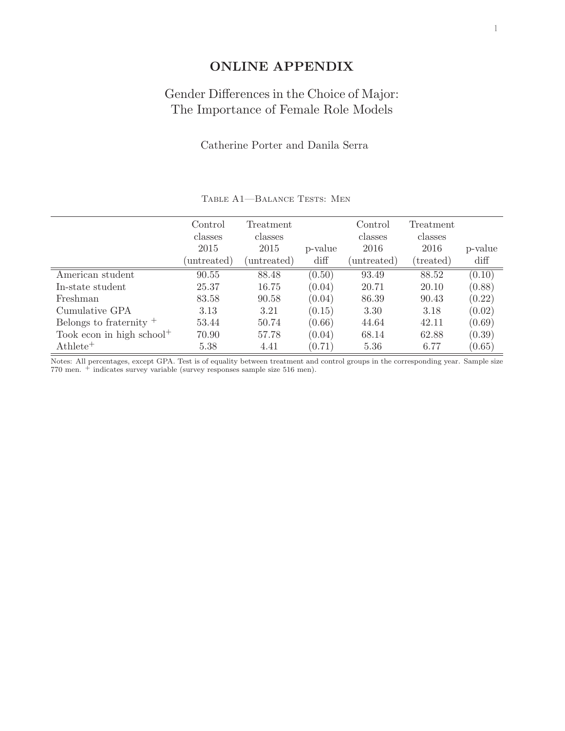# ONLINE APPENDIX

## Gender Differences in the Choice of Major: The Importance of Female Role Models

Catherine Porter and Danila Serra

Table A1—Balance Tests: Men

| | Control classes 2015 (untreated) | Treatment classes 2015 (untreated) | p-value diff | Control classes 2016 (untreated) | Treatment classes 2016 (treated) | p-value diff |
|---|---|---|---|---|---|---|
| American student | 90.55 | 88.48 | (0.50) | 93.49 | 88.52 | (0.10) |
| In-state student | 25.37 | 16.75 | (0.04) | 20.71 | 20.10 | (0.88) |
| Freshman | 83.58 | 90.58 | (0.04) | 86.39 | 90.43 | (0.22) |
| Cumulative GPA | 3.13 | 3.21 | (0.15) | 3.30 | 3.18 | (0.02) |
| Belongs to fraternity $^{+}$ | 53.44 | 50.74 | (0.66) | 44.64 | 42.11 | (0.69) |
| Took econ in high school$^{+}$ | 70.90 | 57.78 | (0.04) | 68.14 | 62.88 | (0.39) |
| Athlete$^{+}$ | 5.38 | 4.41 | (0.71) | 5.36 | 6.77 | (0.65) |

Notes: All percentages, except GPA. Test is of equality between treatment and control groups in the corresponding year. Sample size 770 men. $^{+}$ indicates survey variable (survey responses sample size 516 men).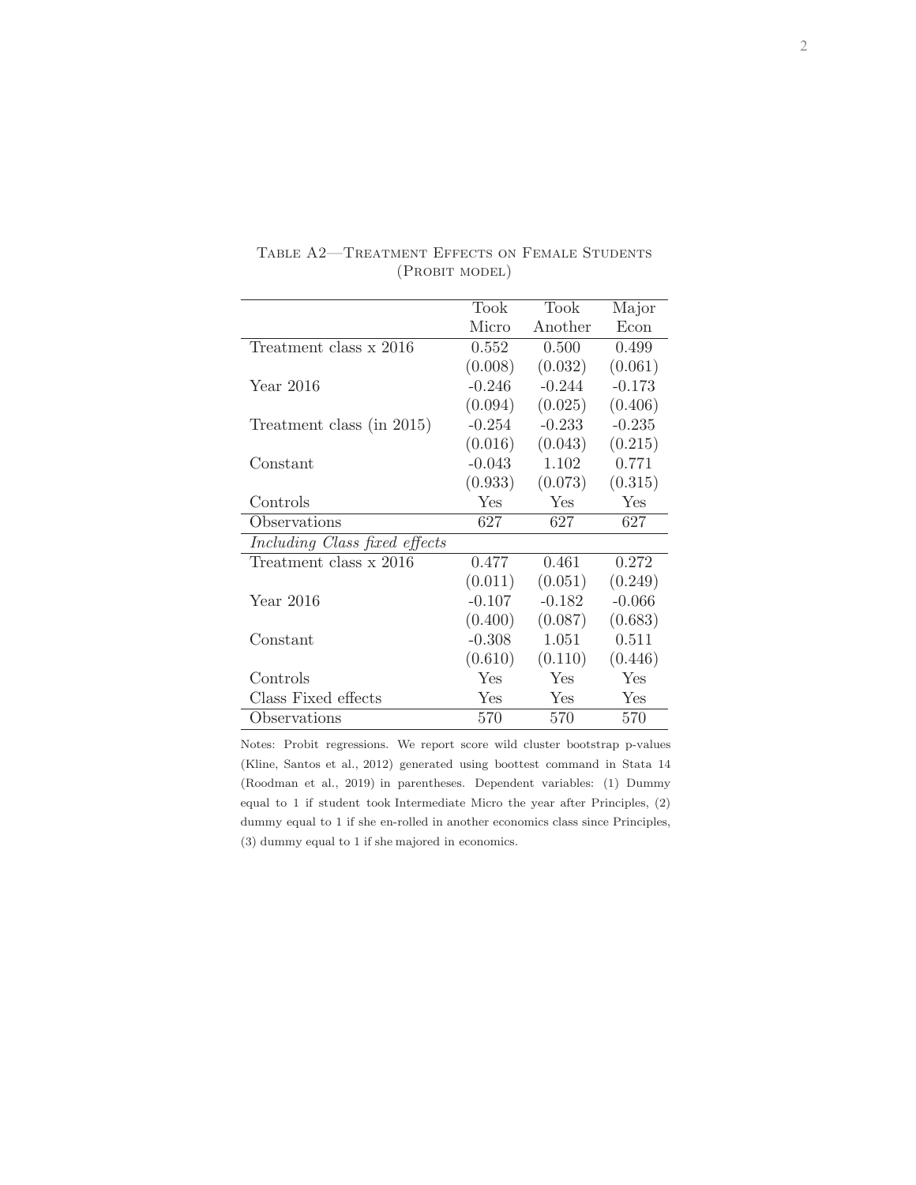Table A2—Treatment Effects on Female Students (Probit model)

| | Took Micro | Took Another | Major Econ |
|---|---|---|---|
| Treatment class x 2016 | 0.552 | 0.500 | 0.499 |
| | (0.008) | (0.032) | (0.061) |
| Year 2016 | -0.246 | -0.244 | -0.173 |
| | (0.094) | (0.025) | (0.406) |
| Treatment class (in 2015) | -0.254 | -0.233 | -0.235 |
| | (0.016) | (0.043) | (0.215) |
| Constant | -0.043 | 1.102 | 0.771 |
| | (0.933) | (0.073) | (0.315) |
| Controls | Yes | Yes | Yes |
| Observations | 627 | 627 | 627 |
| *Including Class fixed effects* | | | |
| Treatment class x 2016 | 0.477 | 0.461 | 0.272 |
| | (0.011) | (0.051) | (0.249) |
| Year 2016 | -0.107 | -0.182 | -0.066 |
| | (0.400) | (0.087) | (0.683) |
| Constant | -0.308 | 1.051 | 0.511 |
| | (0.610) | (0.110) | (0.446) |
| Controls | Yes | Yes | Yes |
| Class Fixed effects | Yes | Yes | Yes |
| Observations | 570 | 570 | 570 |

Notes: Probit regressions. We report score wild cluster bootstrap p-values (Kline, Santos et al., 2012) generated using boottest command in Stata 14 (Roodman et al., 2019) in parentheses. Dependent variables: (1) Dummy equal to 1 if student took Intermediate Micro the year after Principles, (2) dummy equal to 1 if she en-rolled in another economics class since Principles, (3) dummy equal to 1 if she majored in economics.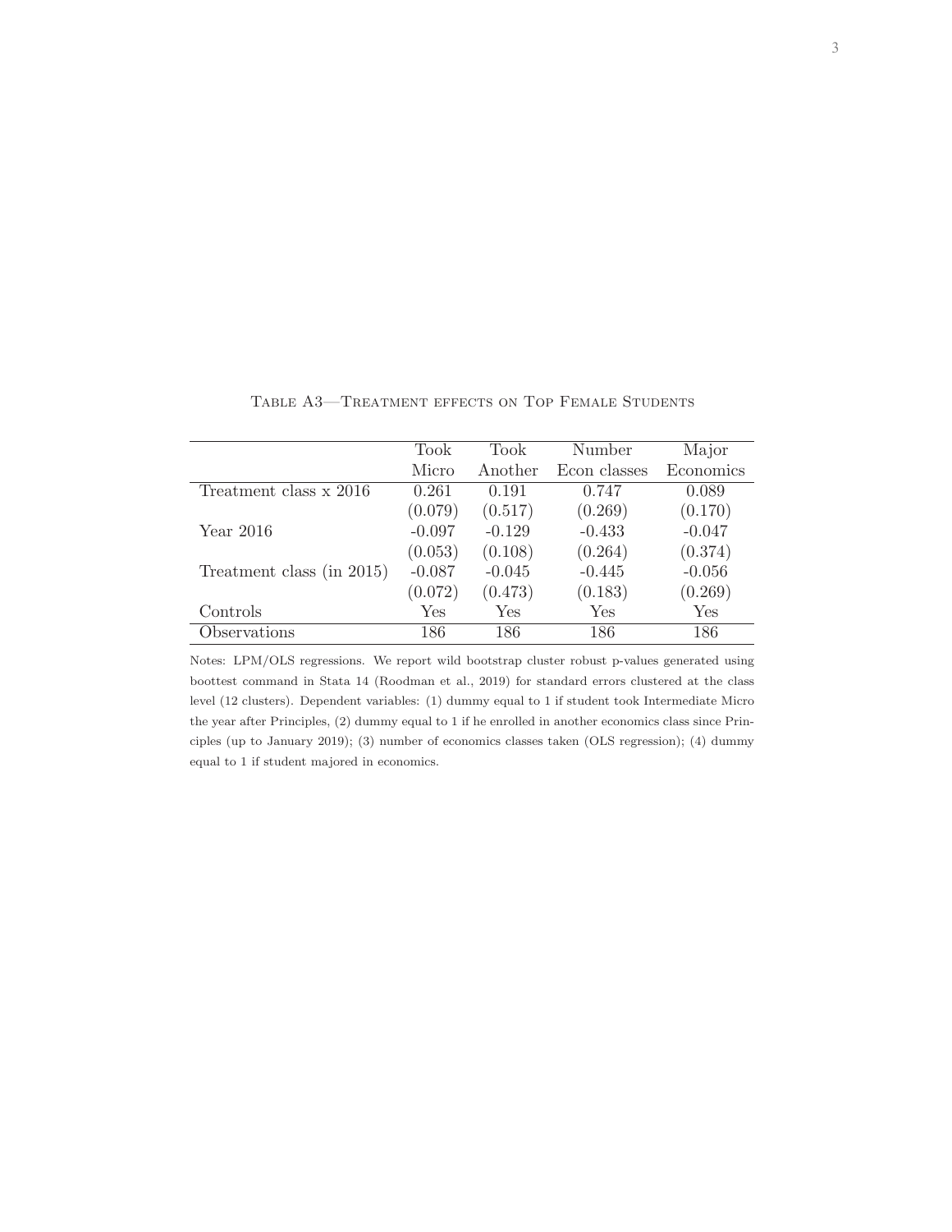Table A3—Treatment effects on Top Female Students

| | Took Micro | Took Another | Number Econ classes | Major Economics |
|---|---|---|---|---|
| Treatment class x 2016 | 0.261 | 0.191 | 0.747 | 0.089 |
| | (0.079) | (0.517) | (0.269) | (0.170) |
| Year 2016 | -0.097 | -0.129 | -0.433 | -0.047 |
| | (0.053) | (0.108) | (0.264) | (0.374) |
| Treatment class (in 2015) | -0.087 | -0.045 | -0.445 | -0.056 |
| | (0.072) | (0.473) | (0.183) | (0.269) |
| Controls | Yes | Yes | Yes | Yes |
| Observations | 186 | 186 | 186 | 186 |

Notes: LPM/OLS regressions. We report wild bootstrap cluster robust p-values generated using boottest command in Stata 14 (Roodman et al., 2019) for standard errors clustered at the class level (12 clusters). Dependent variables: (1) dummy equal to 1 if student took Intermediate Micro the year after Principles, (2) dummy equal to 1 if he enrolled in another economics class since Principles (up to January 2019); (3) number of economics classes taken (OLS regression); (4) dummy equal to 1 if student majored in economics.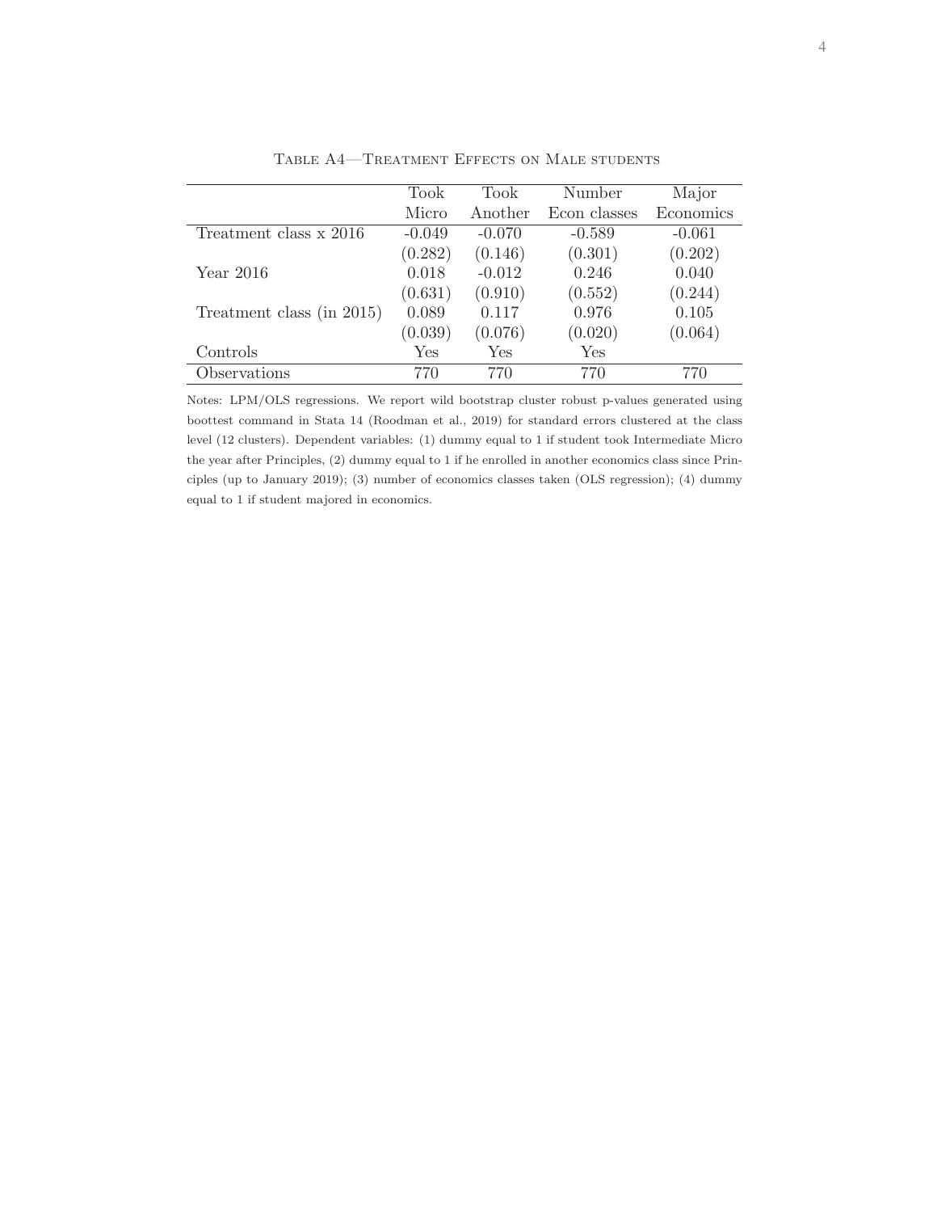Table A4—Treatment Effects on Male students

| | Took Micro | Took Another | Number Econ classes | Major Economics |
|---|---|---|---|---|
| Treatment class x 2016 | -0.049 | -0.070 | -0.589 | -0.061 |
| | (0.282) | (0.146) | (0.301) | (0.202) |
| Year 2016 | 0.018 | -0.012 | 0.246 | 0.040 |
| | (0.631) | (0.910) | (0.552) | (0.244) |
| Treatment class (in 2015) | 0.089 | 0.117 | 0.976 | 0.105 |
| | (0.039) | (0.076) | (0.020) | (0.064) |
| Controls | Yes | Yes | Yes | |
| Observations | 770 | 770 | 770 | 770 |

Notes: LPM/OLS regressions. We report wild bootstrap cluster robust p-values generated using boottest command in Stata 14 (Roodman et al., 2019) for standard errors clustered at the class level (12 clusters). Dependent variables: (1) dummy equal to 1 if student took Intermediate Micro the year after Principles, (2) dummy equal to 1 if he enrolled in another economics class since Principles (up to January 2019); (3) number of economics classes taken (OLS regression); (4) dummy equal to 1 if student majored in economics.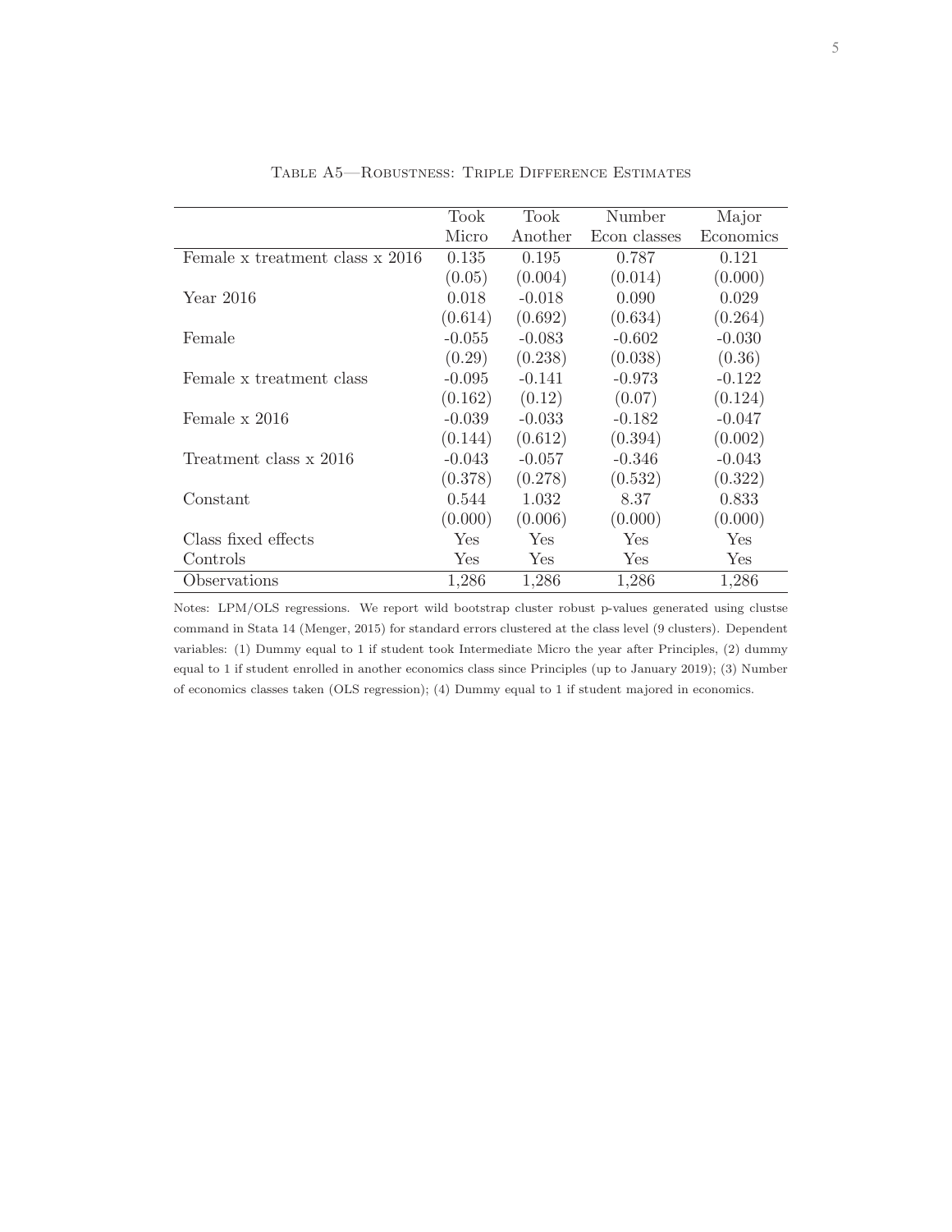Table A5—Robustness: Triple Difference Estimates

| | Took Micro | Took Another | Number Econ classes | Major Economics |
|---|---|---|---|---|
| Female x treatment class x 2016 | 0.135 | 0.195 | 0.787 | 0.121 |
| | (0.05) | (0.004) | (0.014) | (0.000) |
| Year 2016 | 0.018 | -0.018 | 0.090 | 0.029 |
| | (0.614) | (0.692) | (0.634) | (0.264) |
| Female | -0.055 | -0.083 | -0.602 | -0.030 |
| | (0.29) | (0.238) | (0.038) | (0.36) |
| Female x treatment class | -0.095 | -0.141 | -0.973 | -0.122 |
| | (0.162) | (0.12) | (0.07) | (0.124) |
| Female x 2016 | -0.039 | -0.033 | -0.182 | -0.047 |
| | (0.144) | (0.612) | (0.394) | (0.002) |
| Treatment class x 2016 | -0.043 | -0.057 | -0.346 | -0.043 |
| | (0.378) | (0.278) | (0.532) | (0.322) |
| Constant | 0.544 | 1.032 | 8.37 | 0.833 |
| | (0.000) | (0.006) | (0.000) | (0.000) |
| Class fixed effects | Yes | Yes | Yes | Yes |
| Controls | Yes | Yes | Yes | Yes |
| Observations | 1,286 | 1,286 | 1,286 | 1,286 |

Notes: LPM/OLS regressions. We report wild bootstrap cluster robust p-values generated using clustse command in Stata 14 (Menger, 2015) for standard errors clustered at the class level (9 clusters). Dependent variables: (1) Dummy equal to 1 if student took Intermediate Micro the year after Principles, (2) dummy equal to 1 if student enrolled in another economics class since Principles (up to January 2019); (3) Number of economics classes taken (OLS regression); (4) Dummy equal to 1 if student majored in economics.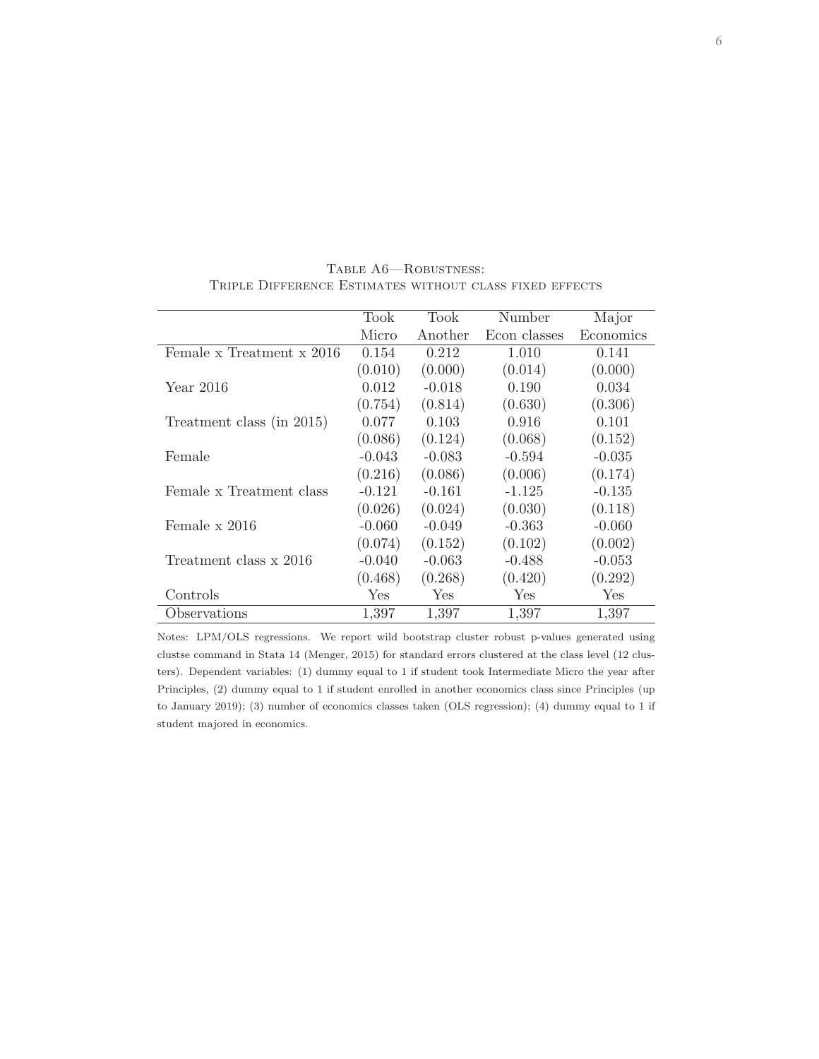Table A6—Robustness:
Triple Difference Estimates without class fixed effects

| | Took Micro | Took Another | Number Econ classes | Major Economics |
|---|---|---|---|---|
| Female x Treatment x 2016 | 0.154 | 0.212 | 1.010 | 0.141 |
| | (0.010) | (0.000) | (0.014) | (0.000) |
| Year 2016 | 0.012 | -0.018 | 0.190 | 0.034 |
| | (0.754) | (0.814) | (0.630) | (0.306) |
| Treatment class (in 2015) | 0.077 | 0.103 | 0.916 | 0.101 |
| | (0.086) | (0.124) | (0.068) | (0.152) |
| Female | -0.043 | -0.083 | -0.594 | -0.035 |
| | (0.216) | (0.086) | (0.006) | (0.174) |
| Female x Treatment class | -0.121 | -0.161 | -1.125 | -0.135 |
| | (0.026) | (0.024) | (0.030) | (0.118) |
| Female x 2016 | -0.060 | -0.049 | -0.363 | -0.060 |
| | (0.074) | (0.152) | (0.102) | (0.002) |
| Treatment class x 2016 | -0.040 | -0.063 | -0.488 | -0.053 |
| | (0.468) | (0.268) | (0.420) | (0.292) |
| Controls | Yes | Yes | Yes | Yes |
| Observations | 1,397 | 1,397 | 1,397 | 1,397 |

Notes: LPM/OLS regressions. We report wild bootstrap cluster robust p-values generated using clustse command in Stata 14 (Menger, 2015) for standard errors clustered at the class level (12 clusters). Dependent variables: (1) dummy equal to 1 if student took Intermediate Micro the year after Principles, (2) dummy equal to 1 if student enrolled in another economics class since Principles (up to January 2019); (3) number of economics classes taken (OLS regression); (4) dummy equal to 1 if student majored in economics.